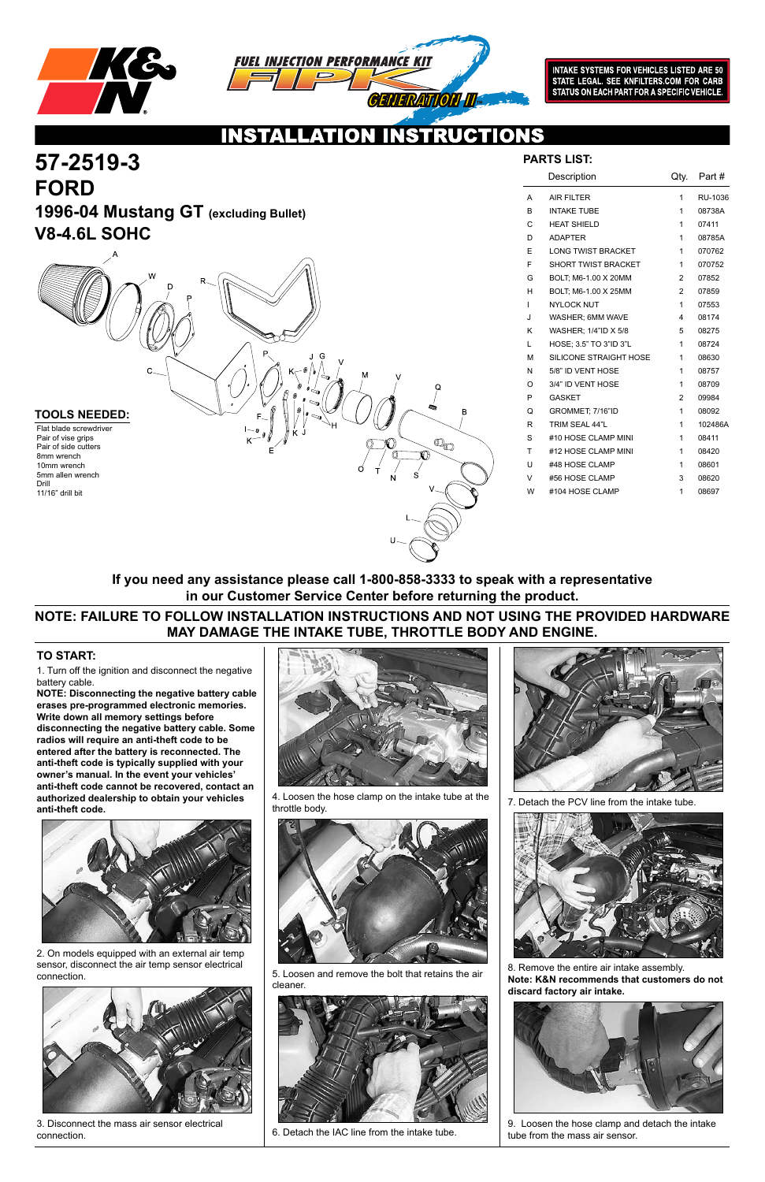INTAKE SYSTEMS FOR VEHICLES LISTED ARE 50 STATE LEGAL. SEE KNFILTERS.COM FOR CARB STATUS ON EACH PART FOR A SPECIFIC VEHICLE.

# INSTALLATION INSTRUCTIONS

# 57-2519-3
# FORD
## 1996-04 Mustang GT (excluding Bullet)
## V8-4.6L SOHC

### PARTS LIST:

| | Description | Qty. | Part # |
|---|---|---|---|
| A | AIR FILTER | 1 | RU-1036 |
| B | INTAKE TUBE | 1 | 08738A |
| C | HEAT SHIELD | 1 | 07411 |
| D | ADAPTER | 1 | 08785A |
| E | LONG TWIST BRACKET | 1 | 070762 |
| F | SHORT TWIST BRACKET | 1 | 070752 |
| G | BOLT; M6-1.00 X 20MM | 2 | 07852 |
| H | BOLT; M6-1.00 X 25MM | 2 | 07859 |
| I | NYLOCK NUT | 1 | 07553 |
| J | WASHER; 6MM WAVE | 4 | 08174 |
| K | WASHER; 1/4"ID X 5/8 | 5 | 08275 |
| L | HOSE; 3.5" TO 3"ID 3"L | 1 | 08724 |
| M | SILICONE STRAIGHT HOSE | 1 | 08630 |
| N | 5/8" ID VENT HOSE | 1 | 08757 |
| O | 3/4" ID VENT HOSE | 1 | 08709 |
| P | GASKET | 2 | 09984 |
| Q | GROMMET; 7/16"ID | 1 | 08092 |
| R | TRIM SEAL 44"L | 1 | 102486A |
| S | #10 HOSE CLAMP MINI | 1 | 08411 |
| T | #12 HOSE CLAMP MINI | 1 | 08420 |
| U | #48 HOSE CLAMP | 1 | 08601 |
| V | #56 HOSE CLAMP | 3 | 08620 |
| W | #104 HOSE CLAMP | 1 | 08697 |

### TOOLS NEEDED:

- Flat blade screwdriver
- Pair of vise grips
- Pair of side cutters
- 8mm wrench
- 10mm wrench
- 5mm allen wrench
- Drill
- 11/16" drill bit

**If you need any assistance please call 1-800-858-3333 to speak with a representative in our Customer Service Center before returning the product.**

**NOTE: FAILURE TO FOLLOW INSTALLATION INSTRUCTIONS AND NOT USING THE PROVIDED HARDWARE MAY DAMAGE THE INTAKE TUBE, THROTTLE BODY AND ENGINE.**

### TO START:

1. Turn off the ignition and disconnect the negative battery cable.

**NOTE: Disconnecting the negative battery cable erases pre-programmed electronic memories. Write down all memory settings before disconnecting the negative battery cable. Some radios will require an anti-theft code to be entered after the battery is reconnected. The anti-theft code is typically supplied with your owner's manual. In the event your vehicles' anti-theft code cannot be recovered, contact an authorized dealership to obtain your vehicles anti-theft code.**

2. On models equipped with an external air temp sensor, disconnect the air temp sensor electrical connection.

3. Disconnect the mass air sensor electrical connection.

4. Loosen the hose clamp on the intake tube at the throttle body.

5. Loosen and remove the bolt that retains the air cleaner.

6. Detach the IAC line from the intake tube.

7. Detach the PCV line from the intake tube.

8. Remove the entire air intake assembly.
**Note: K&N recommends that customers do not discard factory air intake.**

9. Loosen the hose clamp and detach the intake tube from the mass air sensor.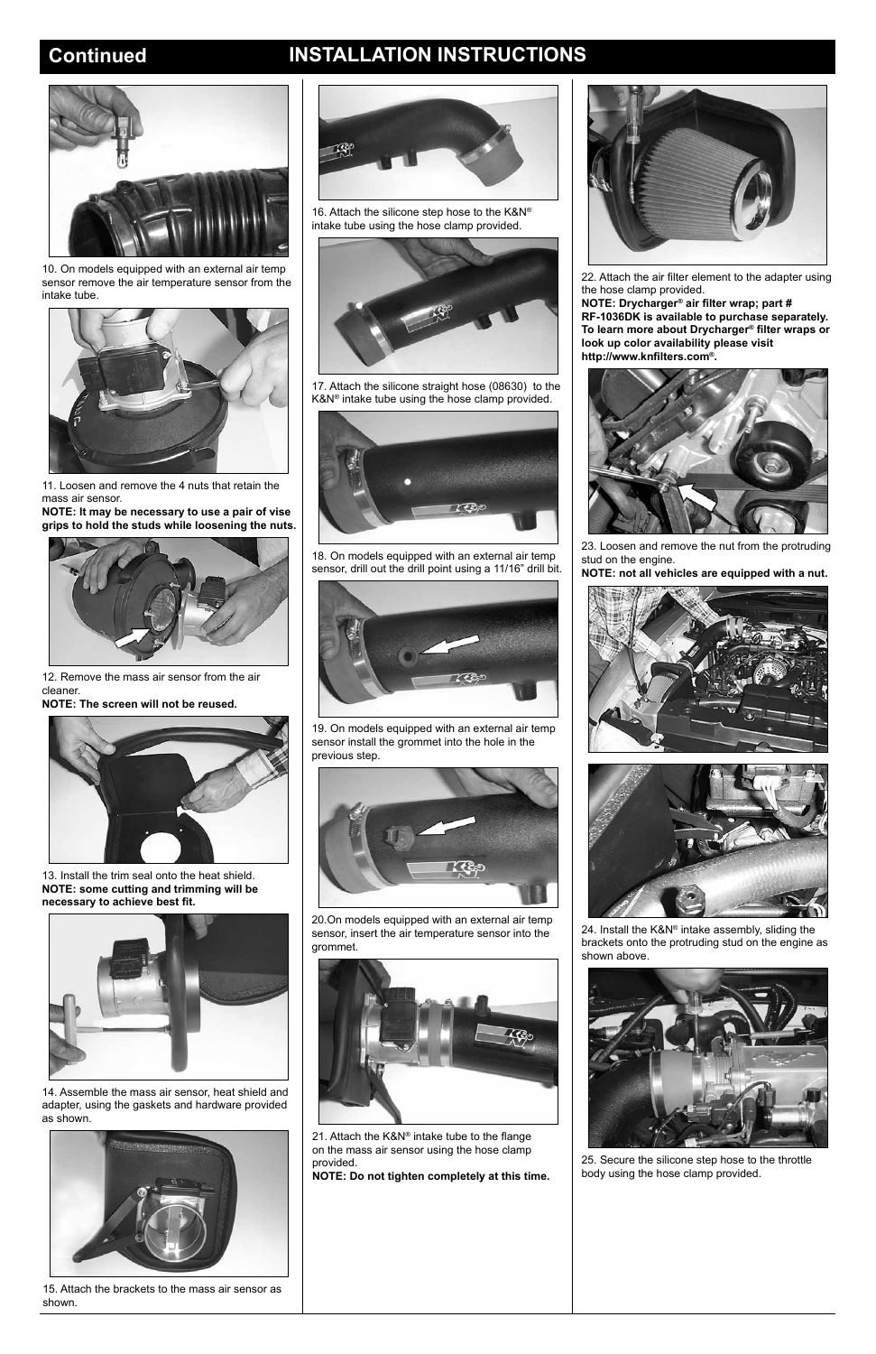# Continued INSTALLATION INSTRUCTIONS

10. On models equipped with an external air temp sensor remove the air temperature sensor from the intake tube.

11. Loosen and remove the 4 nuts that retain the mass air sensor.
**NOTE: It may be necessary to use a pair of vise grips to hold the studs while loosening the nuts.**

12. Remove the mass air sensor from the air cleaner.
**NOTE: The screen will not be reused.**

13. Install the trim seal onto the heat shield.
**NOTE: some cutting and trimming will be necessary to achieve best fit.**

14. Assemble the mass air sensor, heat shield and adapter, using the gaskets and hardware provided as shown.

15. Attach the brackets to the mass air sensor as shown.

16. Attach the silicone step hose to the K&N® intake tube using the hose clamp provided.

17. Attach the silicone straight hose (08630) to the K&N® intake tube using the hose clamp provided.

18. On models equipped with an external air temp sensor, drill out the drill point using a 11/16" drill bit.

19. On models equipped with an external air temp sensor install the grommet into the hole in the previous step.

20.On models equipped with an external air temp sensor, insert the air temperature sensor into the grommet.

21. Attach the K&N® intake tube to the flange on the mass air sensor using the hose clamp provided.
**NOTE: Do not tighten completely at this time.**

22. Attach the air filter element to the adapter using the hose clamp provided.
**NOTE: Drycharger® air filter wrap; part # RF-1036DK is available to purchase separately. To learn more about Drycharger® filter wraps or look up color availability please visit http://www.knfilters.com®.**

23. Loosen and remove the nut from the protruding stud on the engine.
**NOTE: not all vehicles are equipped with a nut.**

24. Install the K&N® intake assembly, sliding the brackets onto the protruding stud on the engine as shown above.

25. Secure the silicone step hose to the throttle body using the hose clamp provided.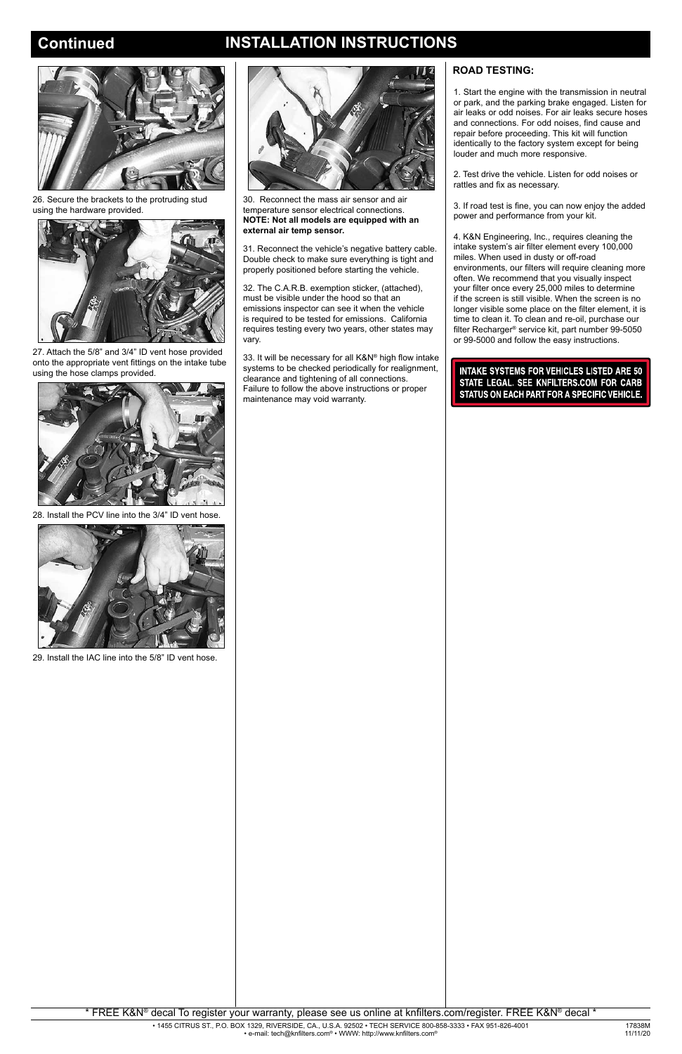# Continued INSTALLATION INSTRUCTIONS

26. Secure the brackets to the protruding stud using the hardware provided.

27. Attach the 5/8" and 3/4" ID vent hose provided onto the appropriate vent fittings on the intake tube using the hose clamps provided.

28. Install the PCV line into the 3/4" ID vent hose.

29. Install the IAC line into the 5/8" ID vent hose.

30. Reconnect the mass air sensor and air temperature sensor electrical connections. **NOTE: Not all models are equipped with an external air temp sensor.**

31. Reconnect the vehicle's negative battery cable. Double check to make sure everything is tight and properly positioned before starting the vehicle.

32. The C.A.R.B. exemption sticker, (attached), must be visible under the hood so that an emissions inspector can see it when the vehicle is required to be tested for emissions. California requires testing every two years, other states may vary.

33. It will be necessary for all K&N® high flow intake systems to be checked periodically for realignment, clearance and tightening of all connections. Failure to follow the above instructions or proper maintenance may void warranty.

## ROAD TESTING:

1. Start the engine with the transmission in neutral or park, and the parking brake engaged. Listen for air leaks or odd noises. For air leaks secure hoses and connections. For odd noises, find cause and repair before proceeding. This kit will function identically to the factory system except for being louder and much more responsive.

2. Test drive the vehicle. Listen for odd noises or rattles and fix as necessary.

3. If road test is fine, you can now enjoy the added power and performance from your kit.

4. K&N Engineering, Inc., requires cleaning the intake system's air filter element every 100,000 miles. When used in dusty or off-road environments, our filters will require cleaning more often. We recommend that you visually inspect your filter once every 25,000 miles to determine if the screen is still visible. When the screen is no longer visible some place on the filter element, it is time to clean it. To clean and re-oil, purchase our filter Recharger® service kit, part number 99-5050 or 99-5000 and follow the easy instructions.

**INTAKE SYSTEMS FOR VEHICLES LISTED ARE 50 STATE LEGAL. SEE KNFILTERS.COM FOR CARB STATUS ON EACH PART FOR A SPECIFIC VEHICLE.**

\* FREE K&N® decal To register your warranty, please see us online at knfilters.com/register. FREE K&N® decal \*

• 1455 CITRUS ST., P.O. BOX 1329, RIVERSIDE, CA., U.S.A. 92502 • TECH SERVICE 800-858-3333 • FAX 951-826-4001
• e-mail: tech@knfilters.com® • WWW: http://www.knfilters.com®

17838M
11/11/20